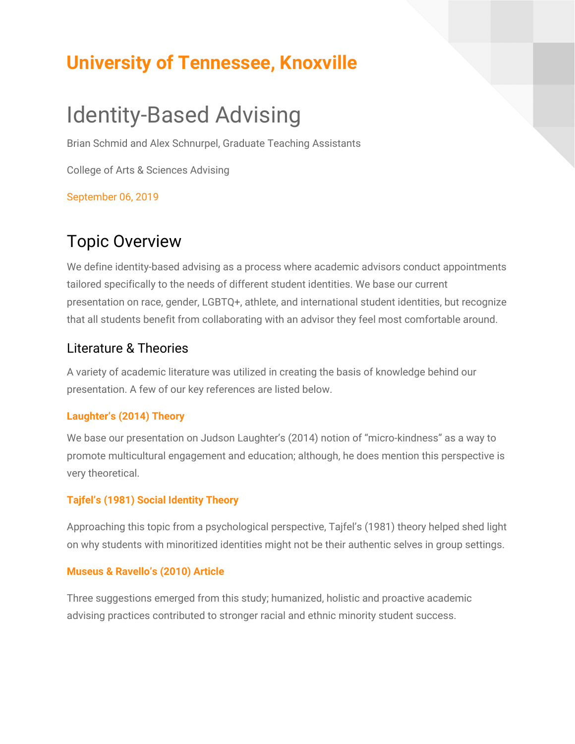# University of Tennessee, Knoxville

# Identity-Based Advising

Brian Schmid and Alex Schnurpel, Graduate Teaching Assistants

College of Arts & Sciences Advising

September 06, 2019

## Topic Overview

We define identity-based advising as a process where academic advisors conduct appointments tailored specifically to the needs of different student identities. We base our current presentation on race, gender, LGBTQ+, athlete, and international student identities, but recognize that all students benefit from collaborating with an advisor they feel most comfortable around.

### Literature & Theories

A variety of academic literature was utilized in creating the basis of knowledge behind our presentation. A few of our key references are listed below.

#### Laughter's (2014) Theory

We base our presentation on Judson Laughter's (2014) notion of "micro-kindness" as a way to promote multicultural engagement and education; although, he does mention this perspective is very theoretical.

#### Tajfel's (1981) Social Identity Theory

Approaching this topic from a psychological perspective, Tajfel's (1981) theory helped shed light on why students with minoritized identities might not be their authentic selves in group settings.

#### Museus & Ravello's (2010) Article

Three suggestions emerged from this study; humanized, holistic and proactive academic advising practices contributed to stronger racial and ethnic minority student success.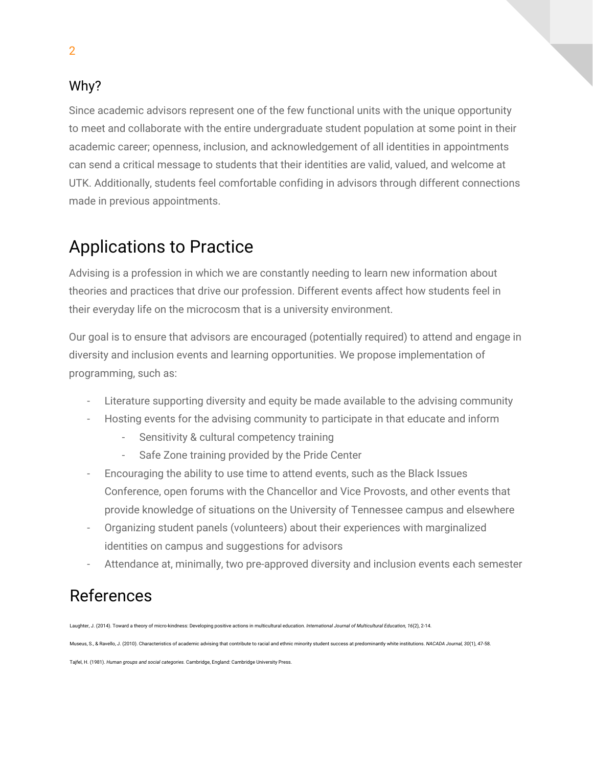### Why?

Since academic advisors represent one of the few functional units with the unique opportunity to meet and collaborate with the entire undergraduate student population at some point in their academic career; openness, inclusion, and acknowledgement of all identities in appointments can send a critical message to students that their identities are valid, valued, and welcome at UTK. Additionally, students feel comfortable confiding in advisors through different connections made in previous appointments.

## Applications to Practice

Advising is a profession in which we are constantly needing to learn new information about theories and practices that drive our profession. Different events affect how students feel in their everyday life on the microcosm that is a university environment.

Our goal is to ensure that advisors are encouraged (potentially required) to attend and engage in diversity and inclusion events and learning opportunities. We propose implementation of programming, such as:

- Literature supporting diversity and equity be made available to the advising community
- Hosting events for the advising community to participate in that educate and inform
    - Sensitivity & cultural competency training
    - Safe Zone training provided by the Pride Center
- Encouraging the ability to use time to attend events, such as the Black Issues Conference, open forums with the Chancellor and Vice Provosts, and other events that provide knowledge of situations on the University of Tennessee campus and elsewhere
- Organizing student panels (volunteers) about their experiences with marginalized identities on campus and suggestions for advisors
- Attendance at, minimally, two pre-approved diversity and inclusion events each semester

## References

Laughter, J. (2014). Toward a theory of micro-kindness: Developing positive actions in multicultural education. *International Journal of Multicultural Education, 16*(2), 2-14.

Museus, S., & Ravello, J. (2010). Characteristics of academic advising that contribute to racial and ethnic minority student success at predominantly white institutions. *NACADA Journal, 30*(1), 47-58.

Tajfel, H. (1981). *Human groups and social categories.* Cambridge, England: Cambridge University Press.